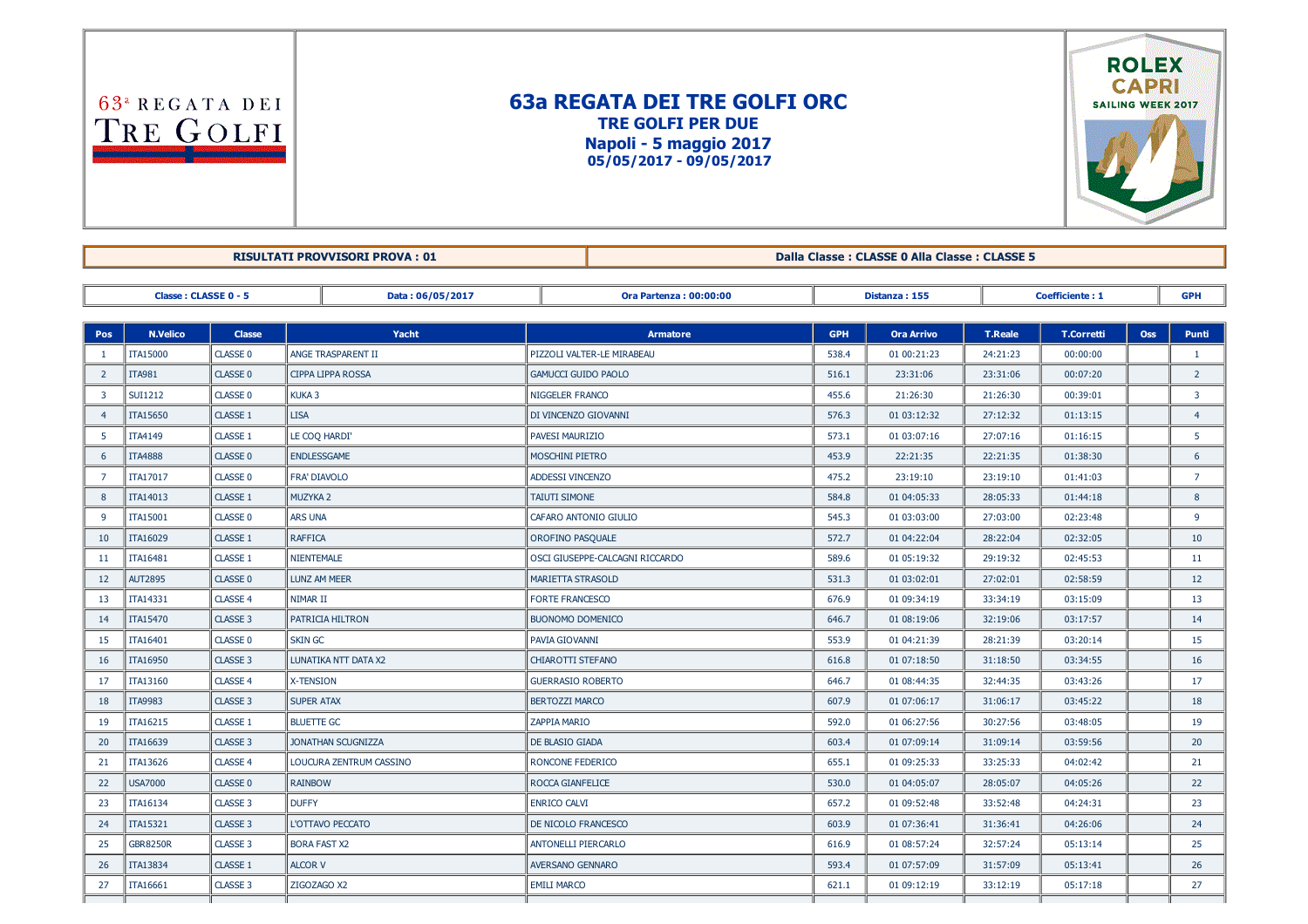63ª REGATA DEI TRE GOLFI

# 63a REGATA DEI TRE GOLFI ORC

## TRE GOLFI PER DUE

## Napoli - 5 maggio 2017

## 05/05/2017 - 09/05/2017

ROLEX CAPRI SAILING WEEK 2017

| RISULTATI PROVVISORI PROVA : 01 | Dalla Classe : CLASSE 0 Alla Classe : CLASSE 5 |
|---|---|

| Classe : CLASSE 0 - 5 | Data : 06/05/2017 | Ora Partenza : 00:00:00 | Distanza : 155 | Coefficiente : 1 | GPH |
|---|---|---|---|---|---|

| Pos | N.Velico | Classe | Yacht | Armatore | GPH | Ora Arrivo | T.Reale | T.Corretti | Oss | Punti |
|---|---|---|---|---|---|---|---|---|---|---|
| 1 | ITA15000 | CLASSE 0 | ANGE TRASPARENT II | PIZZOLI VALTER-LE MIRABEAU | 538.4 | 01 00:21:23 | 24:21:23 | 00:00:00 | | 1 |
| 2 | ITA981 | CLASSE 0 | CIPPA LIPPA ROSSA | GAMUCCI GUIDO PAOLO | 516.1 | 23:31:06 | 23:31:06 | 00:07:20 | | 2 |
| 3 | SUI1212 | CLASSE 0 | KUKA 3 | NIGGELER FRANCO | 455.6 | 21:26:30 | 21:26:30 | 00:39:01 | | 3 |
| 4 | ITA15650 | CLASSE 1 | LISA | DI VINCENZO GIOVANNI | 576.3 | 01 03:12:32 | 27:12:32 | 01:13:15 | | 4 |
| 5 | ITA4149 | CLASSE 1 | LE COQ HARDI' | PAVESI MAURIZIO | 573.1 | 01 03:07:16 | 27:07:16 | 01:16:15 | | 5 |
| 6 | ITA4888 | CLASSE 0 | ENDLESSGAME | MOSCHINI PIETRO | 453.9 | 22:21:35 | 22:21:35 | 01:38:30 | | 6 |
| 7 | ITA17017 | CLASSE 0 | FRA' DIAVOLO | ADDESSI VINCENZO | 475.2 | 23:19:10 | 23:19:10 | 01:41:03 | | 7 |
| 8 | ITA14013 | CLASSE 1 | MUZYKA 2 | TAIUTI SIMONE | 584.8 | 01 04:05:33 | 28:05:33 | 01:44:18 | | 8 |
| 9 | ITA15001 | CLASSE 0 | ARS UNA | CAFARO ANTONIO GIULIO | 545.3 | 01 03:03:00 | 27:03:00 | 02:23:48 | | 9 |
| 10 | ITA16029 | CLASSE 1 | RAFFICA | OROFINO PASQUALE | 572.7 | 01 04:22:04 | 28:22:04 | 02:32:05 | | 10 |
| 11 | ITA16481 | CLASSE 1 | NIENTEMALE | OSCI GIUSEPPE-CALCAGNI RICCARDO | 589.6 | 01 05:19:32 | 29:19:32 | 02:45:53 | | 11 |
| 12 | AUT2895 | CLASSE 0 | LUNZ AM MEER | MARIETTA STRASOLD | 531.3 | 01 03:02:01 | 27:02:01 | 02:58:59 | | 12 |
| 13 | ITA14331 | CLASSE 4 | NIMAR II | FORTE FRANCESCO | 676.9 | 01 09:34:19 | 33:34:19 | 03:15:09 | | 13 |
| 14 | ITA15470 | CLASSE 3 | PATRICIA HILTRON | BUONOMO DOMENICO | 646.7 | 01 08:19:06 | 32:19:06 | 03:17:57 | | 14 |
| 15 | ITA16401 | CLASSE 0 | SKIN GC | PAVIA GIOVANNI | 553.9 | 01 04:21:39 | 28:21:39 | 03:20:14 | | 15 |
| 16 | ITA16950 | CLASSE 3 | LUNATIKA NTT DATA X2 | CHIAROTTI STEFANO | 616.8 | 01 07:18:50 | 31:18:50 | 03:34:55 | | 16 |
| 17 | ITA13160 | CLASSE 4 | X-TENSION | GUERRASIO ROBERTO | 646.7 | 01 08:44:35 | 32:44:35 | 03:43:26 | | 17 |
| 18 | ITA9983 | CLASSE 3 | SUPER ATAX | BERTOZZI MARCO | 607.9 | 01 07:06:17 | 31:06:17 | 03:45:22 | | 18 |
| 19 | ITA16215 | CLASSE 1 | BLUETTE GC | ZAPPIA MARIO | 592.0 | 01 06:27:56 | 30:27:56 | 03:48:05 | | 19 |
| 20 | ITA16639 | CLASSE 3 | JONATHAN SCUGNIZZA | DE BLASIO GIADA | 603.4 | 01 07:09:14 | 31:09:14 | 03:59:56 | | 20 |
| 21 | ITA13626 | CLASSE 4 | LOUCURA ZENTRUM CASSINO | RONCONE FEDERICO | 655.1 | 01 09:25:33 | 33:25:33 | 04:02:42 | | 21 |
| 22 | USA7000 | CLASSE 0 | RAINBOW | ROCCA GIANFELICE | 530.0 | 01 04:05:07 | 28:05:07 | 04:05:26 | | 22 |
| 23 | ITA16134 | CLASSE 3 | DUFFY | ENRICO CALVI | 657.2 | 01 09:52:48 | 33:52:48 | 04:24:31 | | 23 |
| 24 | ITA15321 | CLASSE 3 | L'OTTAVO PECCATO | DE NICOLO FRANCESCO | 603.9 | 01 07:36:41 | 31:36:41 | 04:26:06 | | 24 |
| 25 | GBR8250R | CLASSE 3 | BORA FAST X2 | ANTONELLI PIERCARLO | 616.9 | 01 08:57:24 | 32:57:24 | 05:13:14 | | 25 |
| 26 | ITA13834 | CLASSE 1 | ALCOR V | AVERSANO GENNARO | 593.4 | 01 07:57:09 | 31:57:09 | 05:13:41 | | 26 |
| 27 | ITA16661 | CLASSE 3 | ZIGOZAGO X2 | EMILI MARCO | 621.1 | 01 09:12:19 | 33:12:19 | 05:17:18 | | 27 |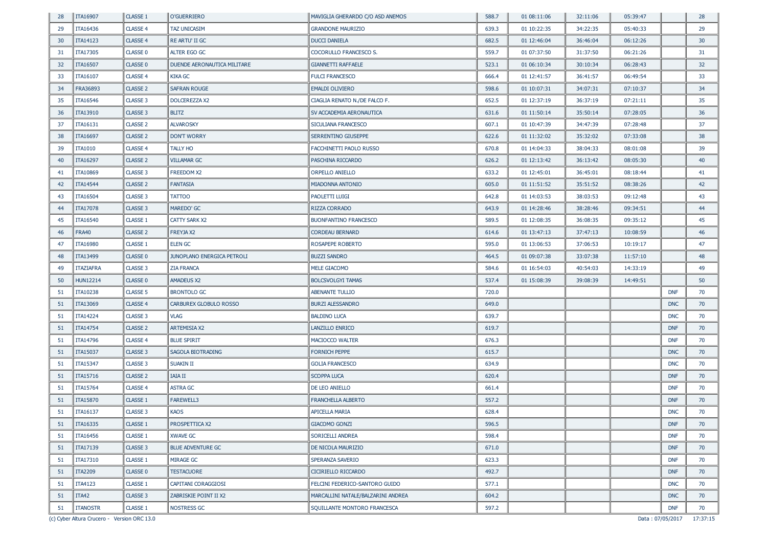| | | | | | | | | | | |
|---|---|---|---|---|---|---|---|---|---|---|
| 28 | ITA16907 | CLASSE 1 | O'GUERRIERO | MAVIGLIA GHERARDO C/O ASD ANEMOS | 588.7 | 01 08:11:06 | 32:11:06 | 05:39:47 | | 28 |
| 29 | ITA16436 | CLASSE 4 | TAZ UNICASIM | GRANDONE MAURIZIO | 639.3 | 01 10:22:35 | 34:22:35 | 05:40:33 | | 29 |
| 30 | ITA14123 | CLASSE 4 | RE ARTU' II GC | DUCCI DANIELA | 682.5 | 01 12:46:04 | 36:46:04 | 06:12:26 | | 30 |
| 31 | ITA17305 | CLASSE 0 | ALTER EGO GC | COCORULLO FRANCESCO S. | 559.7 | 01 07:37:50 | 31:37:50 | 06:21:26 | | 31 |
| 32 | ITA16507 | CLASSE 0 | DUENDE AERONAUTICA MILITARE | GIANNETTI RAFFAELE | 523.1 | 01 06:10:34 | 30:10:34 | 06:28:43 | | 32 |
| 33 | ITA16107 | CLASSE 4 | KIKA GC | FULCI FRANCESCO | 666.4 | 01 12:41:57 | 36:41:57 | 06:49:54 | | 33 |
| 34 | FRA36893 | CLASSE 2 | SAFRAN ROUGE | EMALDI OLIVIERO | 598.6 | 01 10:07:31 | 34:07:31 | 07:10:37 | | 34 |
| 35 | ITA16546 | CLASSE 3 | DOLCEREZZA X2 | CIAGLIA RENATO N./DE FALCO F. | 652.5 | 01 12:37:19 | 36:37:19 | 07:21:11 | | 35 |
| 36 | ITA13910 | CLASSE 3 | BLITZ | SV ACCADEMIA AERONAUTICA | 631.6 | 01 11:50:14 | 35:50:14 | 07:28:05 | | 36 |
| 37 | ITA16131 | CLASSE 2 | ALVAROSKY | SICULIANA FRANCESCO | 607.1 | 01 10:47:39 | 34:47:39 | 07:28:48 | | 37 |
| 38 | ITA16697 | CLASSE 2 | DON'T WORRY | SERRENTINO GIUSEPPE | 622.6 | 01 11:32:02 | 35:32:02 | 07:33:08 | | 38 |
| 39 | ITA1010 | CLASSE 4 | TALLY HO | FACCHINETTI PAOLO RUSSO | 670.8 | 01 14:04:33 | 38:04:33 | 08:01:08 | | 39 |
| 40 | ITA16297 | CLASSE 2 | VILLAMAR GC | PASCHINA RICCARDO | 626.2 | 01 12:13:42 | 36:13:42 | 08:05:30 | | 40 |
| 41 | ITA10869 | CLASSE 3 | FREEDOM X2 | ORPELLO ANIELLO | 633.2 | 01 12:45:01 | 36:45:01 | 08:18:44 | | 41 |
| 42 | ITA14544 | CLASSE 2 | FANTASIA | MIADONNA ANTONIO | 605.0 | 01 11:51:52 | 35:51:52 | 08:38:26 | | 42 |
| 43 | ITA16504 | CLASSE 3 | TATTOO | PAOLETTI LUIGI | 642.8 | 01 14:03:53 | 38:03:53 | 09:12:48 | | 43 |
| 44 | ITA17078 | CLASSE 3 | MAREDO' GC | RIZZA CORRADO | 643.9 | 01 14:28:46 | 38:28:46 | 09:34:51 | | 44 |
| 45 | ITA16540 | CLASSE 1 | CATTY SARK X2 | BUONFANTINO FRANCESCO | 589.5 | 01 12:08:35 | 36:08:35 | 09:35:12 | | 45 |
| 46 | FRA40 | CLASSE 2 | FREYJA X2 | CORDEAU BERNARD | 614.6 | 01 13:47:13 | 37:47:13 | 10:08:59 | | 46 |
| 47 | ITA16980 | CLASSE 1 | ELEN GC | ROSAPEPE ROBERTO | 595.0 | 01 13:06:53 | 37:06:53 | 10:19:17 | | 47 |
| 48 | ITA13499 | CLASSE 0 | JUNOPLANO ENERGICA PETROLI | BUZZI SANDRO | 464.5 | 01 09:07:38 | 33:07:38 | 11:57:10 | | 48 |
| 49 | ITAZIAFRA | CLASSE 3 | ZIA FRANCA | MELE GIACOMO | 584.6 | 01 16:54:03 | 40:54:03 | 14:33:19 | | 49 |
| 50 | HUN12214 | CLASSE 0 | AMADEUS X2 | BOLCSVOLGYI TAMAS | 537.4 | 01 15:08:39 | 39:08:39 | 14:49:51 | | 50 |
| 51 | ITA10238 | CLASSE 5 | BRONTOLO GC | ABENANTE TULLIO | 720.0 | | | | DNF | 70 |
| 51 | ITA13069 | CLASSE 4 | CARBUREX GLOBULO ROSSO | BURZI ALESSANDRO | 649.0 | | | | DNC | 70 |
| 51 | ITA14224 | CLASSE 3 | VLAG | BALDINO LUCA | 639.7 | | | | DNC | 70 |
| 51 | ITA14754 | CLASSE 2 | ARTEMISIA X2 | LANZILLO ENRICO | 619.7 | | | | DNF | 70 |
| 51 | ITA14796 | CLASSE 4 | BLUE SPIRIT | MACIOCCO WALTER | 676.3 | | | | DNF | 70 |
| 51 | ITA15037 | CLASSE 3 | SAGOLA BIOTRADING | FORNICH PEPPE | 615.7 | | | | DNC | 70 |
| 51 | ITA15347 | CLASSE 3 | SUAKIN II | GOLIA FRANCESCO | 634.9 | | | | DNC | 70 |
| 51 | ITA15716 | CLASSE 2 | IAIA II | SCOPPA LUCA | 620.4 | | | | DNF | 70 |
| 51 | ITA15764 | CLASSE 4 | ASTRA GC | DE LEO ANIELLO | 661.4 | | | | DNF | 70 |
| 51 | ITA15870 | CLASSE 1 | FAREWELL3 | FRANCHELLA ALBERTO | 557.2 | | | | DNF | 70 |
| 51 | ITA16137 | CLASSE 3 | KAOS | APICELLA MARIA | 628.4 | | | | DNC | 70 |
| 51 | ITA16335 | CLASSE 1 | PROSPETTICA X2 | GIACOMO GONZI | 596.5 | | | | DNF | 70 |
| 51 | ITA16456 | CLASSE 1 | XWAVE GC | SORICELLI ANDREA | 598.4 | | | | DNF | 70 |
| 51 | ITA17139 | CLASSE 3 | BLUE ADVENTURE GC | DE NICOLA MAURIZIO | 671.0 | | | | DNF | 70 |
| 51 | ITA17310 | CLASSE 1 | MIRAGE GC | SPERANZA SAVERIO | 623.3 | | | | DNF | 70 |
| 51 | ITA2209 | CLASSE 0 | TESTACUORE | CICIRIELLO RICCARDO | 492.7 | | | | DNF | 70 |
| 51 | ITA4123 | CLASSE 1 | CAPITANI CORAGGIOSI | FELCINI FEDERICO-SANTORO GUIDO | 577.1 | | | | DNC | 70 |
| 51 | ITA42 | CLASSE 3 | ZABRISKIE POINT II X2 | MARCALLINI NATALE/BALZARINI ANDREA | 604.2 | | | | DNC | 70 |
| 51 | ITANOSTR | CLASSE 1 | NOSTRESS GC | SQUILLANTE MONTORO FRANCESCA | 597.2 | | | | DNF | 70 |

(c) Cyber Altura Crucero - Version ORC 13.0 Data : 07/05/2017 17:37:15